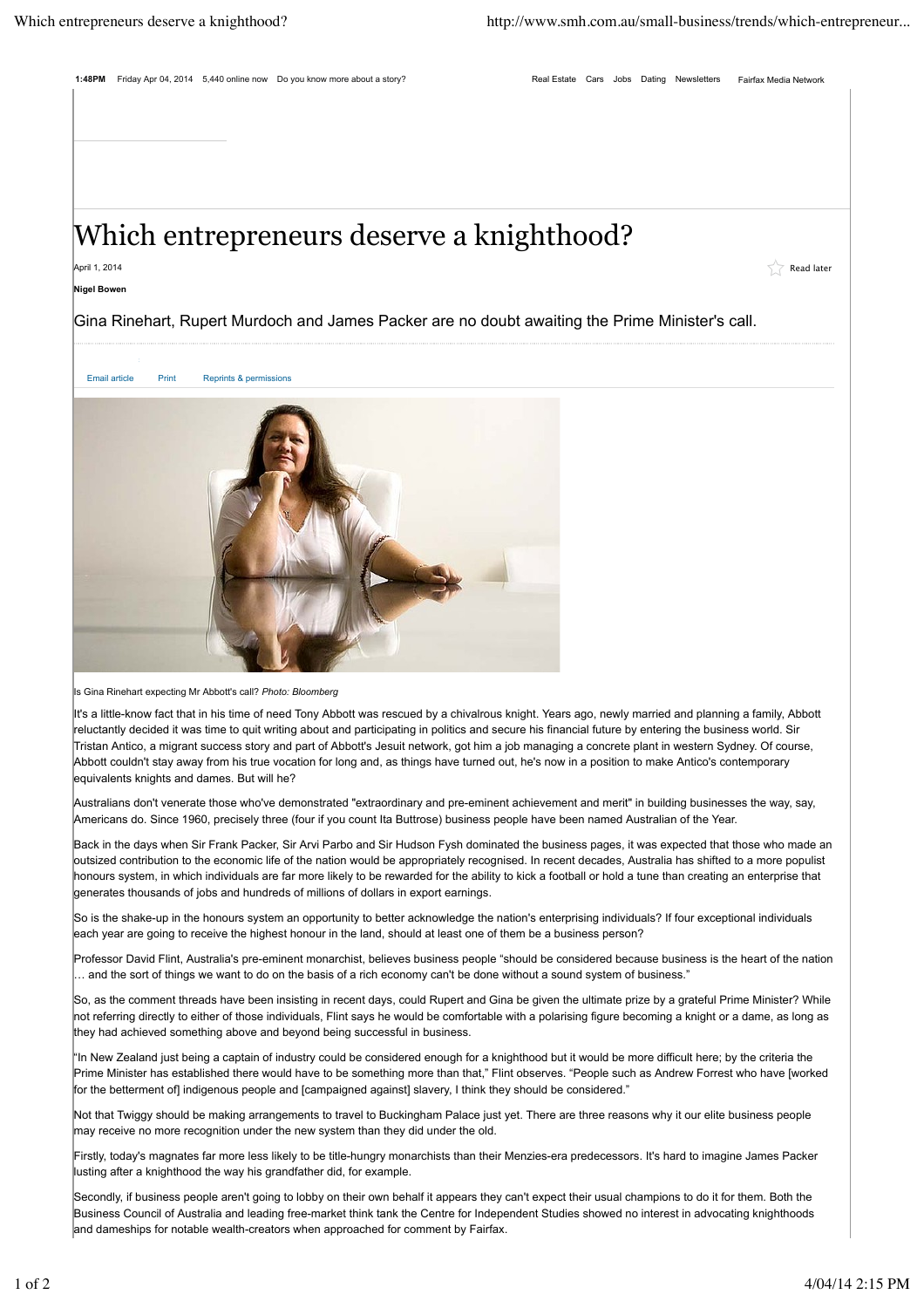# Which entrepreneurs deserve a knighthood?

April 1, 2014

**Nigel Bowen**

Gina Rinehart, Rupert Murdoch and James Packer are no doubt awaiting the Prime Minister's call.

Is Gina Rinehart expecting Mr Abbott's call? *Photo: Bloomberg*

It's a little-know fact that in his time of need Tony Abbott was rescued by a chivalrous knight. Years ago, newly married and planning a family, Abbott reluctantly decided it was time to quit writing about and participating in politics and secure his financial future by entering the business world. Sir Tristan Antico, a migrant success story and part of Abbott's Jesuit network, got him a job managing a concrete plant in western Sydney. Of course, Abbott couldn't stay away from his true vocation for long and, as things have turned out, he's now in a position to make Antico's contemporary equivalents knights and dames. But will he?

Australians don't venerate those who've demonstrated "extraordinary and pre-eminent achievement and merit" in building businesses the way, say, Americans do. Since 1960, precisely three (four if you count Ita Buttrose) business people have been named Australian of the Year.

Back in the days when Sir Frank Packer, Sir Arvi Parbo and Sir Hudson Fysh dominated the business pages, it was expected that those who made an outsized contribution to the economic life of the nation would be appropriately recognised. In recent decades, Australia has shifted to a more populist honours system, in which individuals are far more likely to be rewarded for the ability to kick a football or hold a tune than creating an enterprise that generates thousands of jobs and hundreds of millions of dollars in export earnings.

So is the shake-up in the honours system an opportunity to better acknowledge the nation's enterprising individuals? If four exceptional individuals each year are going to receive the highest honour in the land, should at least one of them be a business person?

Professor David Flint, Australia's pre-eminent monarchist, believes business people "should be considered because business is the heart of the nation … and the sort of things we want to do on the basis of a rich economy can't be done without a sound system of business."

So, as the comment threads have been insisting in recent days, could Rupert and Gina be given the ultimate prize by a grateful Prime Minister? While not referring directly to either of those individuals, Flint says he would be comfortable with a polarising figure becoming a knight or a dame, as long as they had achieved something above and beyond being successful in business.

"In New Zealand just being a captain of industry could be considered enough for a knighthood but it would be more difficult here; by the criteria the Prime Minister has established there would have to be something more than that," Flint observes. "People such as Andrew Forrest who have [worked for the betterment of] indigenous people and [campaigned against] slavery, I think they should be considered."

Not that Twiggy should be making arrangements to travel to Buckingham Palace just yet. There are three reasons why it our elite business people may receive no more recognition under the new system than they did under the old.

Firstly, today's magnates far more less likely to be title-hungry monarchists than their Menzies-era predecessors. It's hard to imagine James Packer lusting after a knighthood the way his grandfather did, for example.

Secondly, if business people aren't going to lobby on their own behalf it appears they can't expect their usual champions to do it for them. Both the Business Council of Australia and leading free-market think tank the Centre for Independent Studies showed no interest in advocating knighthoods and dameships for notable wealth-creators when approached for comment by Fairfax.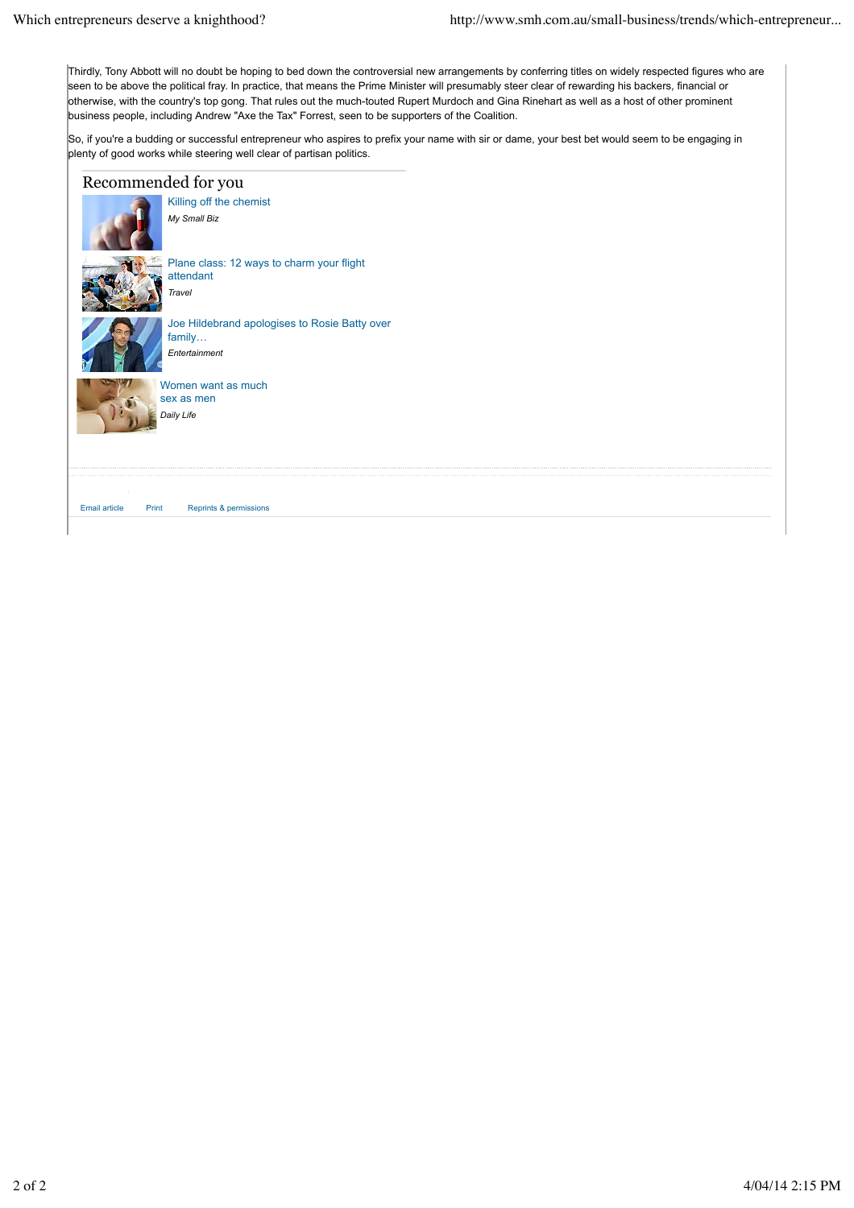Thirdly, Tony Abbott will no doubt be hoping to bed down the controversial new arrangements by conferring titles on widely respected figures who are seen to be above the political fray. In practice, that means the Prime Minister will presumably steer clear of rewarding his backers, financial or otherwise, with the country's top gong. That rules out the much-touted Rupert Murdoch and Gina Rinehart as well as a host of other prominent business people, including Andrew "Axe the Tax" Forrest, seen to be supporters of the Coalition.

So, if you're a budding or successful entrepreneur who aspires to prefix your name with sir or dame, your best bet would seem to be engaging in plenty of good works while steering well clear of partisan politics.

## Recommended for you

Killing off the chemist
*My Small Biz*

Plane class: 12 ways to charm your flight attendant
*Travel*

Joe Hildebrand apologises to Rosie Batty over family…
*Entertainment*

Women want as much sex as men
*Daily Life*

Email article  Print  Reprints & permissions